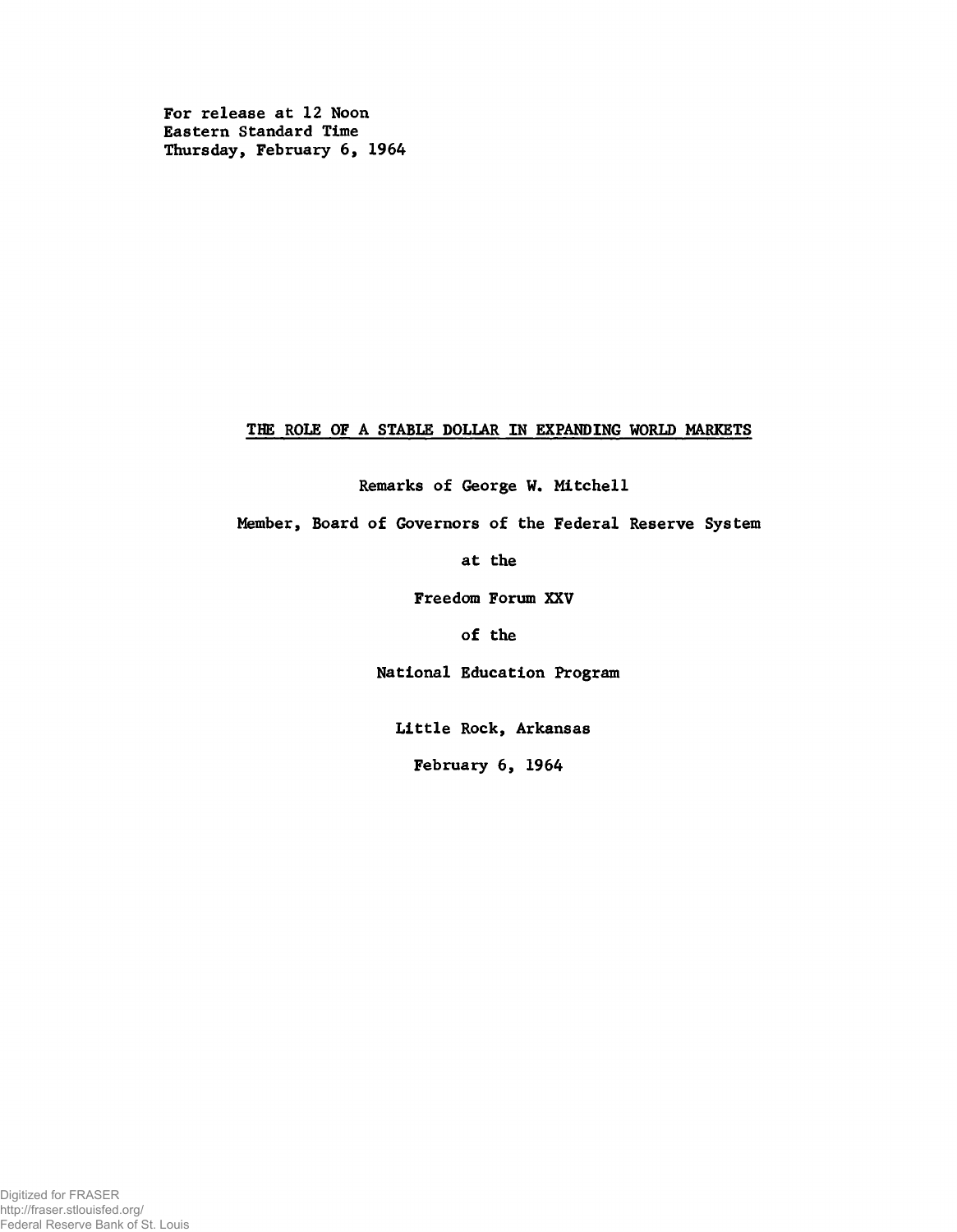For release at 12 Noon
Eastern Standard Time
Thursday, February 6, 1964

# THE ROLE OF A STABLE DOLLAR IN EXPANDING WORLD MARKETS

Remarks of George W. Mitchell

Member, Board of Governors of the Federal Reserve System

at the

Freedom Forum XXV

of the

National Education Program

Little Rock, Arkansas

February 6, 1964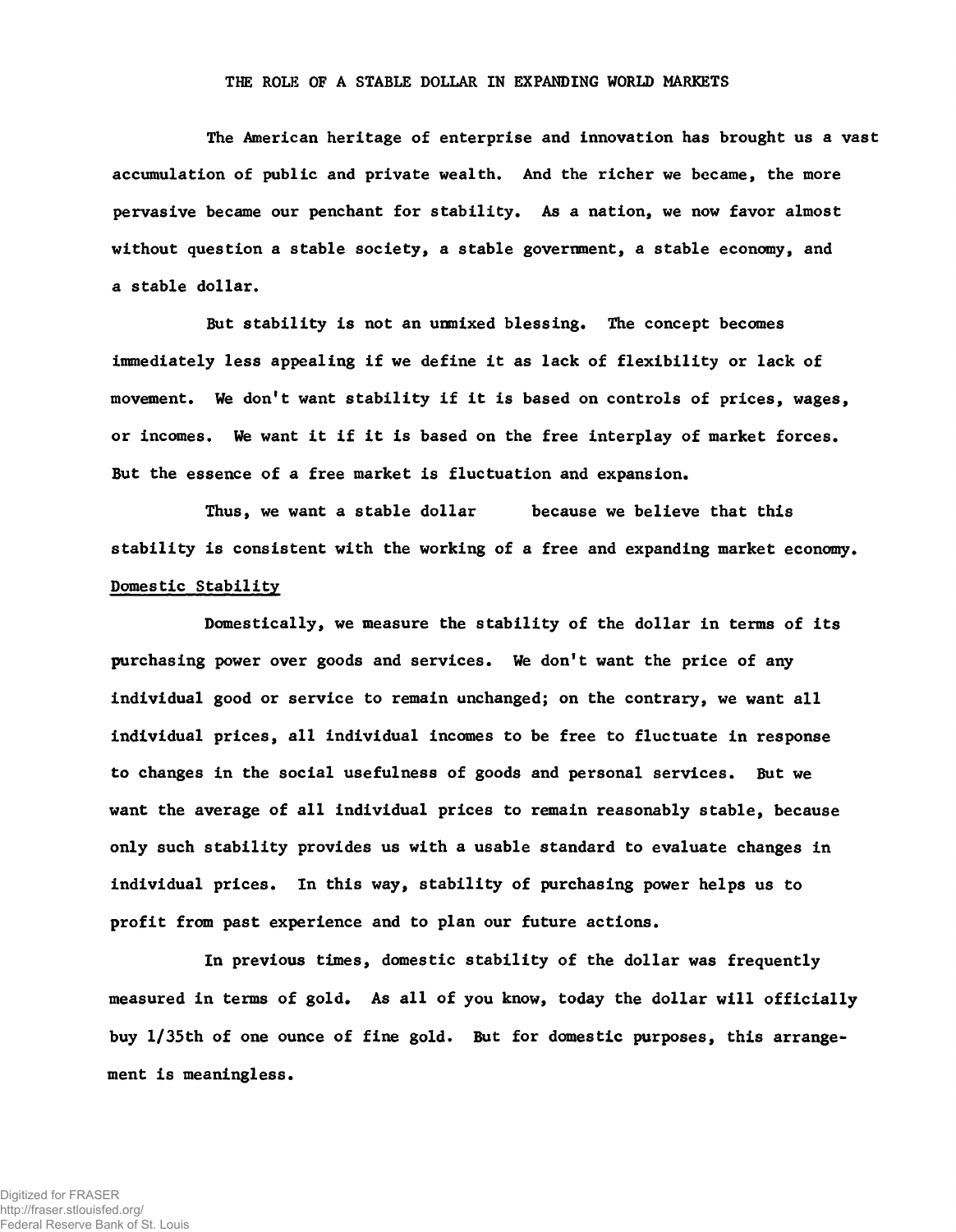# THE ROLE OF A STABLE DOLLAR IN EXPANDING WORLD MARKETS

The American heritage of enterprise and innovation has brought us a vast accumulation of public and private wealth. And the richer we became, the more pervasive became our penchant for stability. As a nation, we now favor almost without question a stable society, a stable government, a stable economy, and a stable dollar.

But stability is not an unmixed blessing. The concept becomes immediately less appealing if we define it as lack of flexibility or lack of movement. We don't want stability if it is based on controls of prices, wages, or incomes. We want it if it is based on the free interplay of market forces. But the essence of a free market is fluctuation and expansion.

Thus, we want a stable dollar because we believe that this stability is consistent with the working of a free and expanding market economy.

## Domestic Stability

Domestically, we measure the stability of the dollar in terms of its purchasing power over goods and services. We don't want the price of any individual good or service to remain unchanged; on the contrary, we want all individual prices, all individual incomes to be free to fluctuate in response to changes in the social usefulness of goods and personal services. But we want the average of all individual prices to remain reasonably stable, because only such stability provides us with a usable standard to evaluate changes in individual prices. In this way, stability of purchasing power helps us to profit from past experience and to plan our future actions.

In previous times, domestic stability of the dollar was frequently measured in terms of gold. As all of you know, today the dollar will officially buy 1/35th of one ounce of fine gold. But for domestic purposes, this arrangement is meaningless.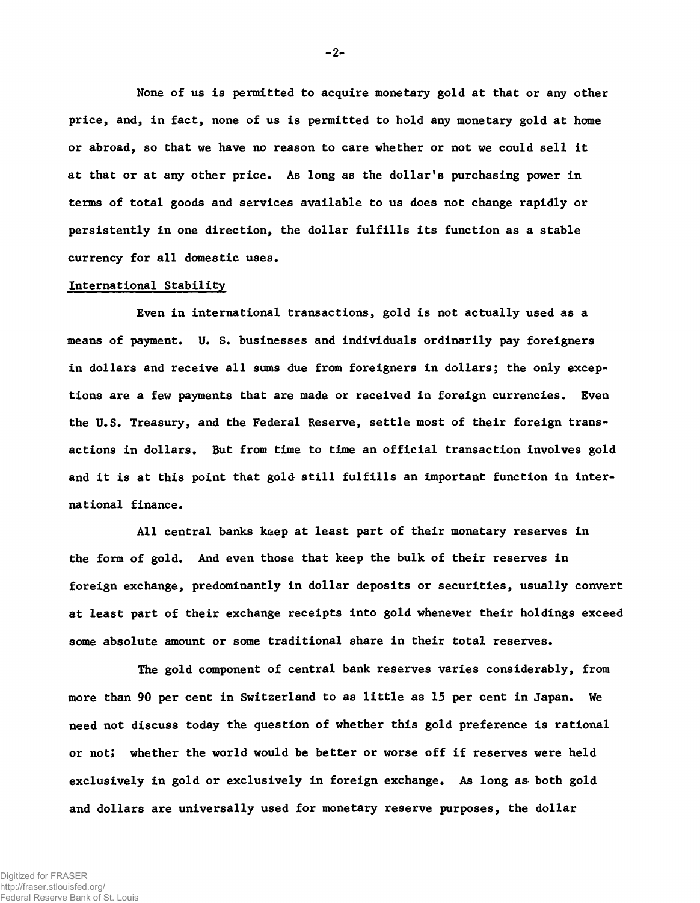None of us is permitted to acquire monetary gold at that or any other price, and, in fact, none of us is permitted to hold any monetary gold at home or abroad, so that we have no reason to care whether or not we could sell it at that or at any other price. As long as the dollar's purchasing power in terms of total goods and services available to us does not change rapidly or persistently in one direction, the dollar fulfills its function as a stable currency for all domestic uses.

## International Stability

Even in international transactions, gold is not actually used as a means of payment. U. S. businesses and individuals ordinarily pay foreigners in dollars and receive all sums due from foreigners in dollars; the only exceptions are a few payments that are made or received in foreign currencies. Even the U.S. Treasury, and the Federal Reserve, settle most of their foreign transactions in dollars. But from time to time an official transaction involves gold and it is at this point that gold still fulfills an important function in international finance.

All central banks keep at least part of their monetary reserves in the form of gold. And even those that keep the bulk of their reserves in foreign exchange, predominantly in dollar deposits or securities, usually convert at least part of their exchange receipts into gold whenever their holdings exceed some absolute amount or some traditional share in their total reserves.

The gold component of central bank reserves varies considerably, from more than 90 per cent in Switzerland to as little as 15 per cent in Japan. We need not discuss today the question of whether this gold preference is rational or not; whether the world would be better or worse off if reserves were held exclusively in gold or exclusively in foreign exchange. As long as both gold and dollars are universally used for monetary reserve purposes, the dollar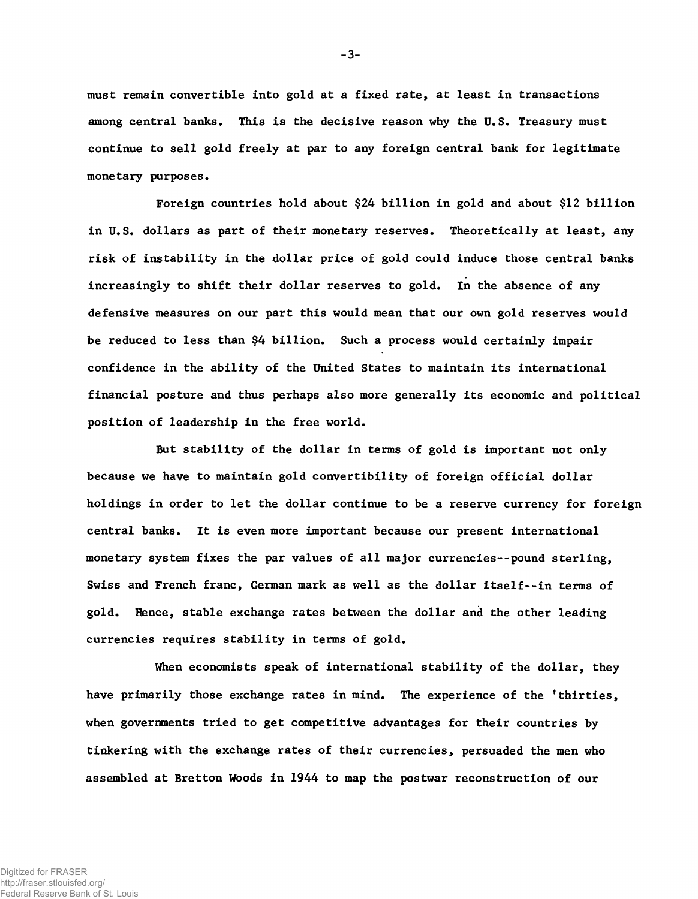must remain convertible into gold at a fixed rate, at least in transactions among central banks. This is the decisive reason why the U.S. Treasury must continue to sell gold freely at par to any foreign central bank for legitimate monetary purposes.

Foreign countries hold about $24 billion in gold and about $12 billion in U.S. dollars as part of their monetary reserves. Theoretically at least, any risk of instability in the dollar price of gold could induce those central banks increasingly to shift their dollar reserves to gold. In the absence of any defensive measures on our part this would mean that our own gold reserves would be reduced to less than $4 billion. Such a process would certainly impair confidence in the ability of the United States to maintain its international financial posture and thus perhaps also more generally its economic and political position of leadership in the free world.

But stability of the dollar in terms of gold is important not only because we have to maintain gold convertibility of foreign official dollar holdings in order to let the dollar continue to be a reserve currency for foreign central banks. It is even more important because our present international monetary system fixes the par values of all major currencies--pound sterling, Swiss and French franc, German mark as well as the dollar itself--in terms of gold. Hence, stable exchange rates between the dollar and the other leading currencies requires stability in terms of gold.

When economists speak of international stability of the dollar, they have primarily those exchange rates in mind. The experience of the 'thirties, when governments tried to get competitive advantages for their countries by tinkering with the exchange rates of their currencies, persuaded the men who assembled at Bretton Woods in 1944 to map the postwar reconstruction of our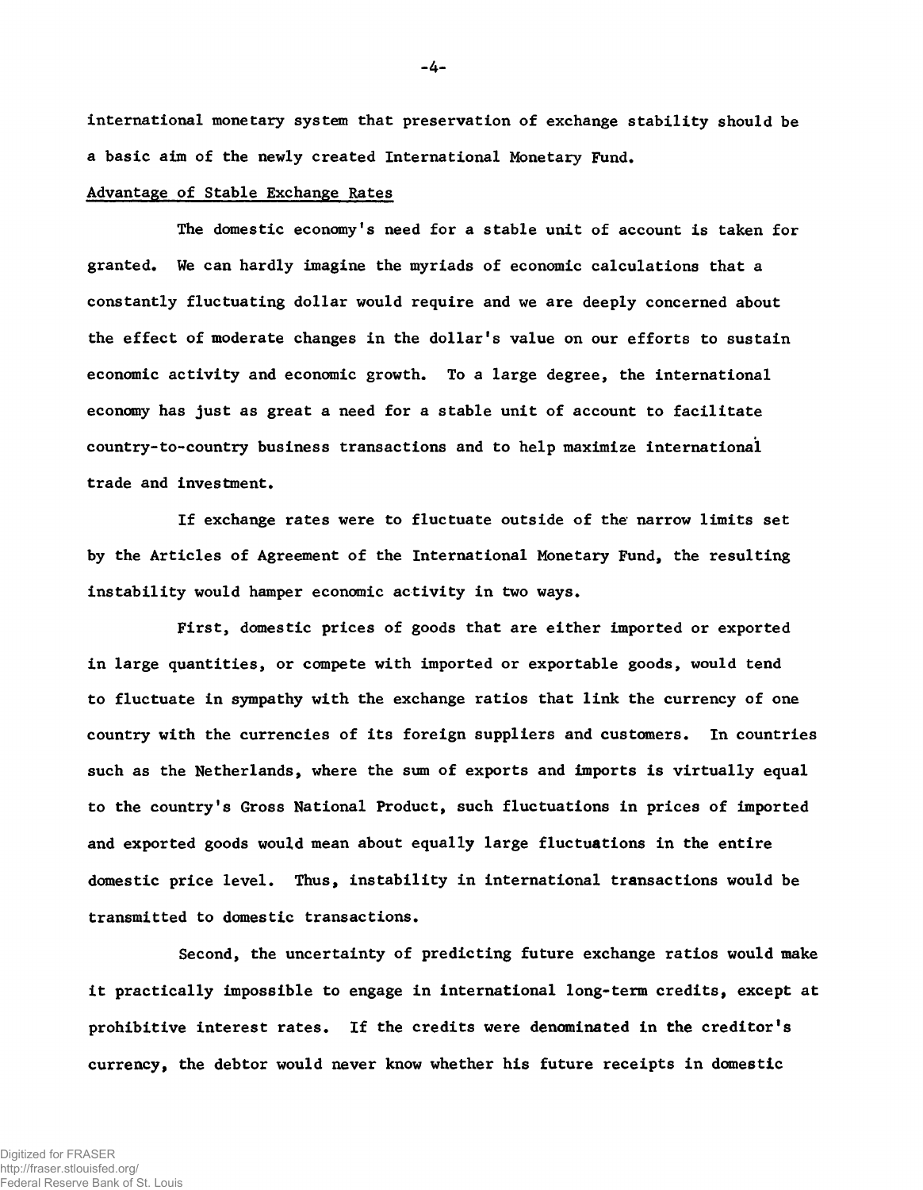international monetary system that preservation of exchange stability should be a basic aim of the newly created International Monetary Fund.

## Advantage of Stable Exchange Rates

The domestic economy's need for a stable unit of account is taken for granted. We can hardly imagine the myriads of economic calculations that a constantly fluctuating dollar would require and we are deeply concerned about the effect of moderate changes in the dollar's value on our efforts to sustain economic activity and economic growth. To a large degree, the international economy has just as great a need for a stable unit of account to facilitate country-to-country business transactions and to help maximize international trade and investment.

If exchange rates were to fluctuate outside of the narrow limits set by the Articles of Agreement of the International Monetary Fund, the resulting instability would hamper economic activity in two ways.

First, domestic prices of goods that are either imported or exported in large quantities, or compete with imported or exportable goods, would tend to fluctuate in sympathy with the exchange ratios that link the currency of one country with the currencies of its foreign suppliers and customers. In countries such as the Netherlands, where the sum of exports and imports is virtually equal to the country's Gross National Product, such fluctuations in prices of imported and exported goods would mean about equally large fluctuations in the entire domestic price level. Thus, instability in international transactions would be transmitted to domestic transactions.

Second, the uncertainty of predicting future exchange ratios would make it practically impossible to engage in international long-term credits, except at prohibitive interest rates. If the credits were denominated in the creditor's currency, the debtor would never know whether his future receipts in domestic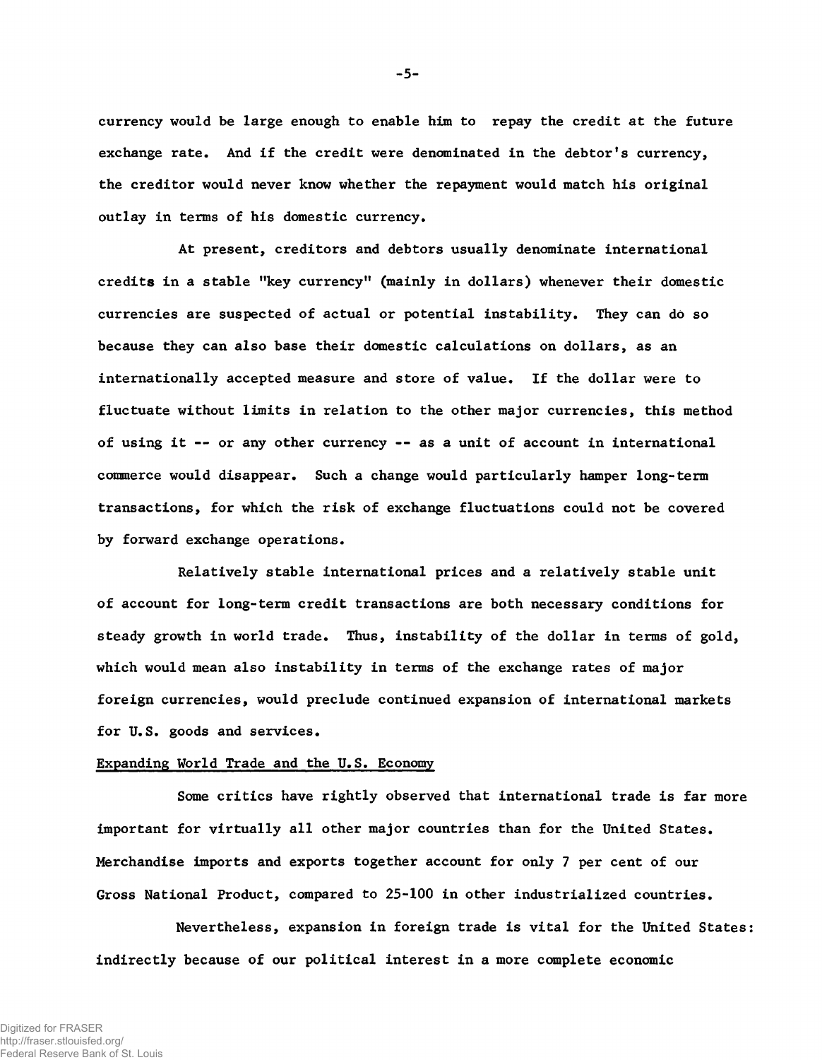currency would be large enough to enable him to repay the credit at the future exchange rate. And if the credit were denominated in the debtor's currency, the creditor would never know whether the repayment would match his original outlay in terms of his domestic currency.

At present, creditors and debtors usually denominate international credits in a stable "key currency" (mainly in dollars) whenever their domestic currencies are suspected of actual or potential instability. They can do so because they can also base their domestic calculations on dollars, as an internationally accepted measure and store of value. If the dollar were to fluctuate without limits in relation to the other major currencies, this method of using it -- or any other currency -- as a unit of account in international commerce would disappear. Such a change would particularly hamper long-term transactions, for which the risk of exchange fluctuations could not be covered by forward exchange operations.

Relatively stable international prices and a relatively stable unit of account for long-term credit transactions are both necessary conditions for steady growth in world trade. Thus, instability of the dollar in terms of gold, which would mean also instability in terms of the exchange rates of major foreign currencies, would preclude continued expansion of international markets for U.S. goods and services.

## Expanding World Trade and the U.S. Economy

Some critics have rightly observed that international trade is far more important for virtually all other major countries than for the United States. Merchandise imports and exports together account for only 7 per cent of our Gross National Product, compared to 25-100 in other industrialized countries.

Nevertheless, expansion in foreign trade is vital for the United States: indirectly because of our political interest in a more complete economic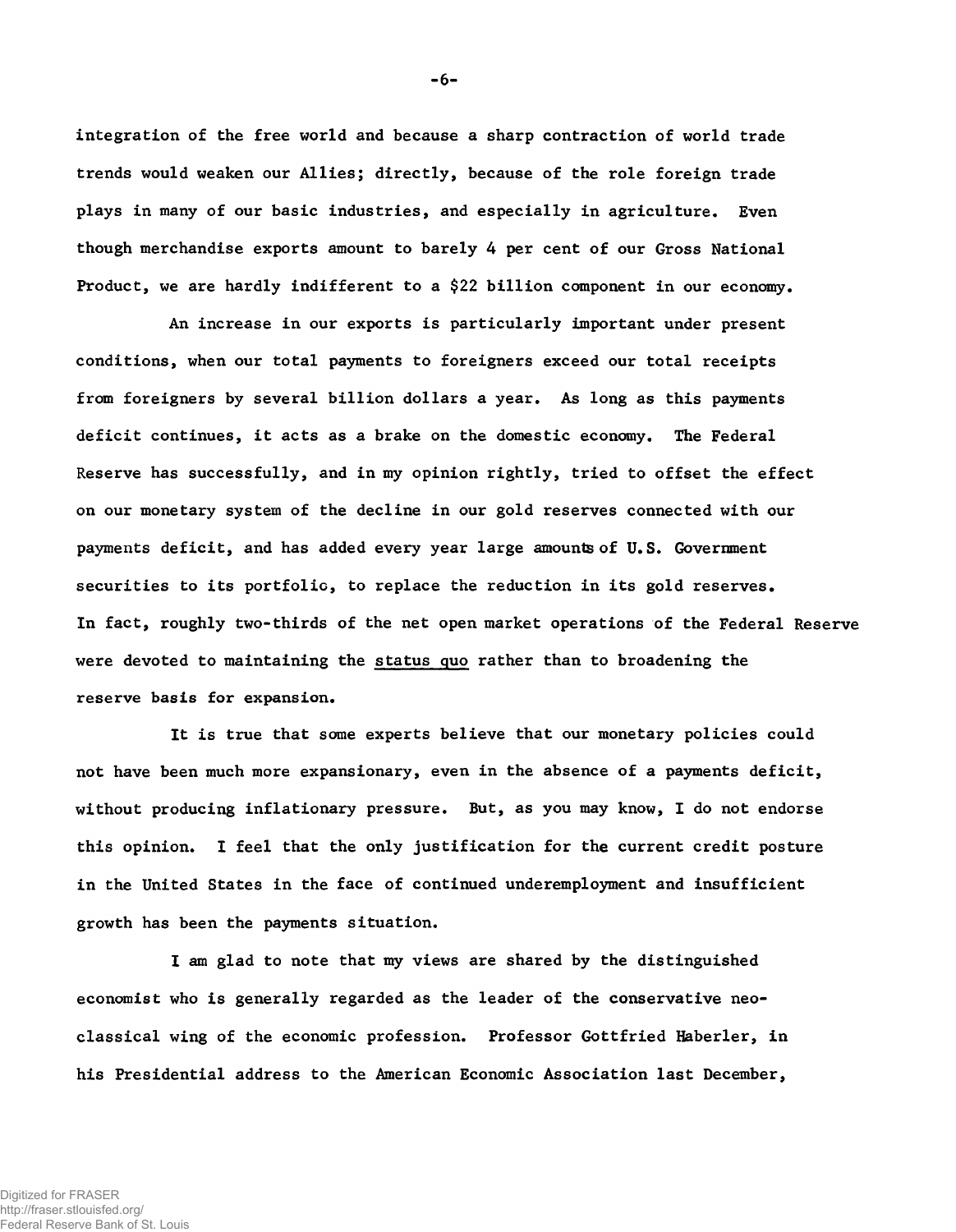integration of the free world and because a sharp contraction of world trade trends would weaken our Allies; directly, because of the role foreign trade plays in many of our basic industries, and especially in agriculture. Even though merchandise exports amount to barely 4 per cent of our Gross National Product, we are hardly indifferent to a $22 billion component in our economy.

An increase in our exports is particularly important under present conditions, when our total payments to foreigners exceed our total receipts from foreigners by several billion dollars a year. As long as this payments deficit continues, it acts as a brake on the domestic economy. The Federal Reserve has successfully, and in my opinion rightly, tried to offset the effect on our monetary system of the decline in our gold reserves connected with our payments deficit, and has added every year large amounts of U.S. Government securities to its portfolio, to replace the reduction in its gold reserves. In fact, roughly two-thirds of the net open market operations of the Federal Reserve were devoted to maintaining the status quo rather than to broadening the reserve basis for expansion.

It is true that some experts believe that our monetary policies could not have been much more expansionary, even in the absence of a payments deficit, without producing inflationary pressure. But, as you may know, I do not endorse this opinion. I feel that the only justification for the current credit posture in the United States in the face of continued underemployment and insufficient growth has been the payments situation.

I am glad to note that my views are shared by the distinguished economist who is generally regarded as the leader of the conservative neo-classical wing of the economic profession. Professor Gottfried Haberler, in his Presidential address to the American Economic Association last December,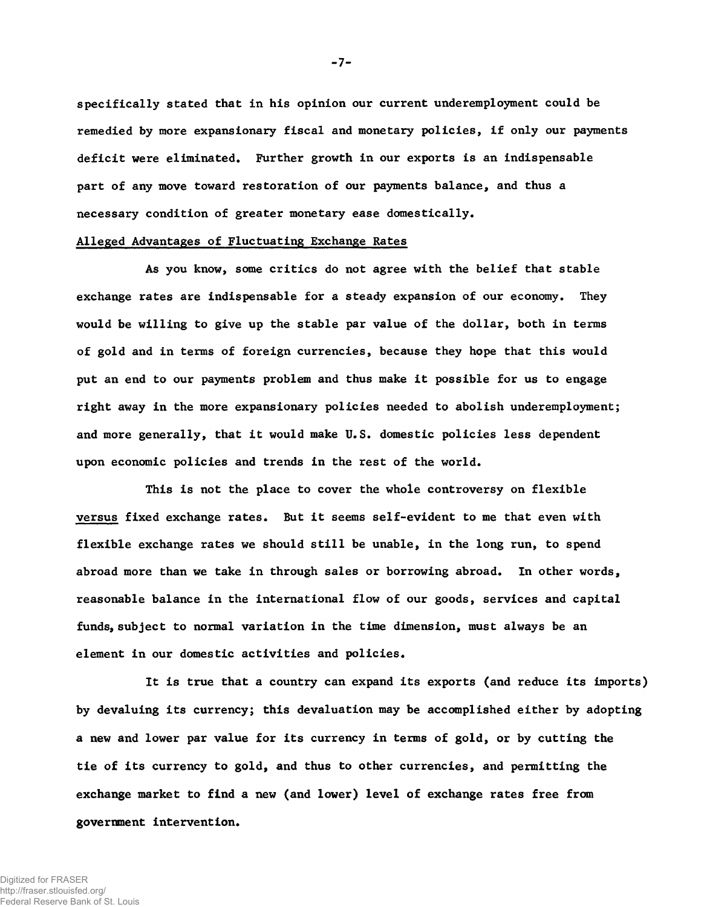specifically stated that in his opinion our current underemployment could be remedied by more expansionary fiscal and monetary policies, if only our payments deficit were eliminated. Further growth in our exports is an indispensable part of any move toward restoration of our payments balance, and thus a necessary condition of greater monetary ease domestically.

## Alleged Advantages of Fluctuating Exchange Rates

As you know, some critics do not agree with the belief that stable exchange rates are indispensable for a steady expansion of our economy. They would be willing to give up the stable par value of the dollar, both in terms of gold and in terms of foreign currencies, because they hope that this would put an end to our payments problem and thus make it possible for us to engage right away in the more expansionary policies needed to abolish underemployment; and more generally, that it would make U.S. domestic policies less dependent upon economic policies and trends in the rest of the world.

This is not the place to cover the whole controversy on flexible *versus* fixed exchange rates. But it seems self-evident to me that even with flexible exchange rates we should still be unable, in the long run, to spend abroad more than we take in through sales or borrowing abroad. In other words, reasonable balance in the international flow of our goods, services and capital funds, subject to normal variation in the time dimension, must always be an element in our domestic activities and policies.

It is true that a country can expand its exports (and reduce its imports) by devaluing its currency; this devaluation may be accomplished either by adopting a new and lower par value for its currency in terms of gold, or by cutting the tie of its currency to gold, and thus to other currencies, and permitting the exchange market to find a new (and lower) level of exchange rates free from government intervention.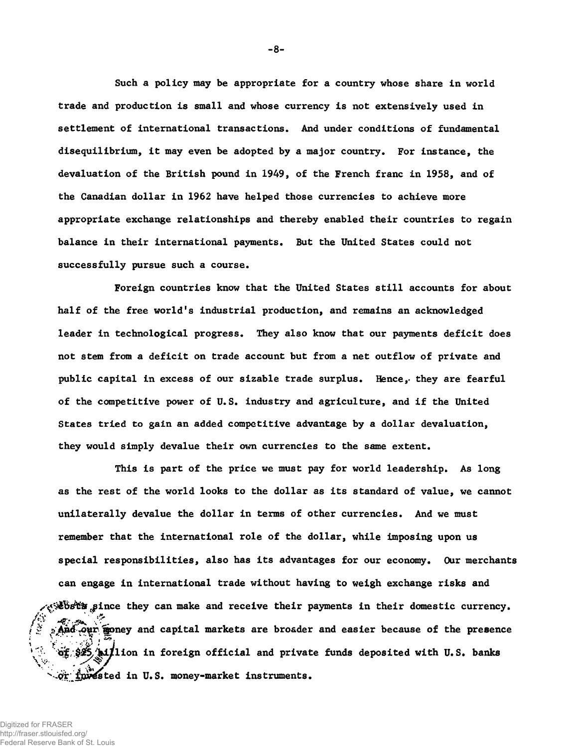Such a policy may be appropriate for a country whose share in world trade and production is small and whose currency is not extensively used in settlement of international transactions. And under conditions of fundamental disequilibrium, it may even be adopted by a major country. For instance, the devaluation of the British pound in 1949, of the French franc in 1958, and of the Canadian dollar in 1962 have helped those currencies to achieve more appropriate exchange relationships and thereby enabled their countries to regain balance in their international payments. But the United States could not successfully pursue such a course.

Foreign countries know that the United States still accounts for about half of the free world's industrial production, and remains an acknowledged leader in technological progress. They also know that our payments deficit does not stem from a deficit on trade account but from a net outflow of private and public capital in excess of our sizable trade surplus. Hence, they are fearful of the competitive power of U.S. industry and agriculture, and if the United States tried to gain an added competitive advantage by a dollar devaluation, they would simply devalue their own currencies to the same extent.

This is part of the price we must pay for world leadership. As long as the rest of the world looks to the dollar as its standard of value, we cannot unilaterally devalue the dollar in terms of other currencies. And we must remember that the international role of the dollar, while imposing upon us special responsibilities, also has its advantages for our economy. Our merchants can engage in international trade without having to weigh exchange risks and costs since they can make and receive their payments in their domestic currency. And our money and capital markets are broader and easier because of the presence of $25 billion in foreign official and private funds deposited with U.S. banks or invested in U.S. money-market instruments.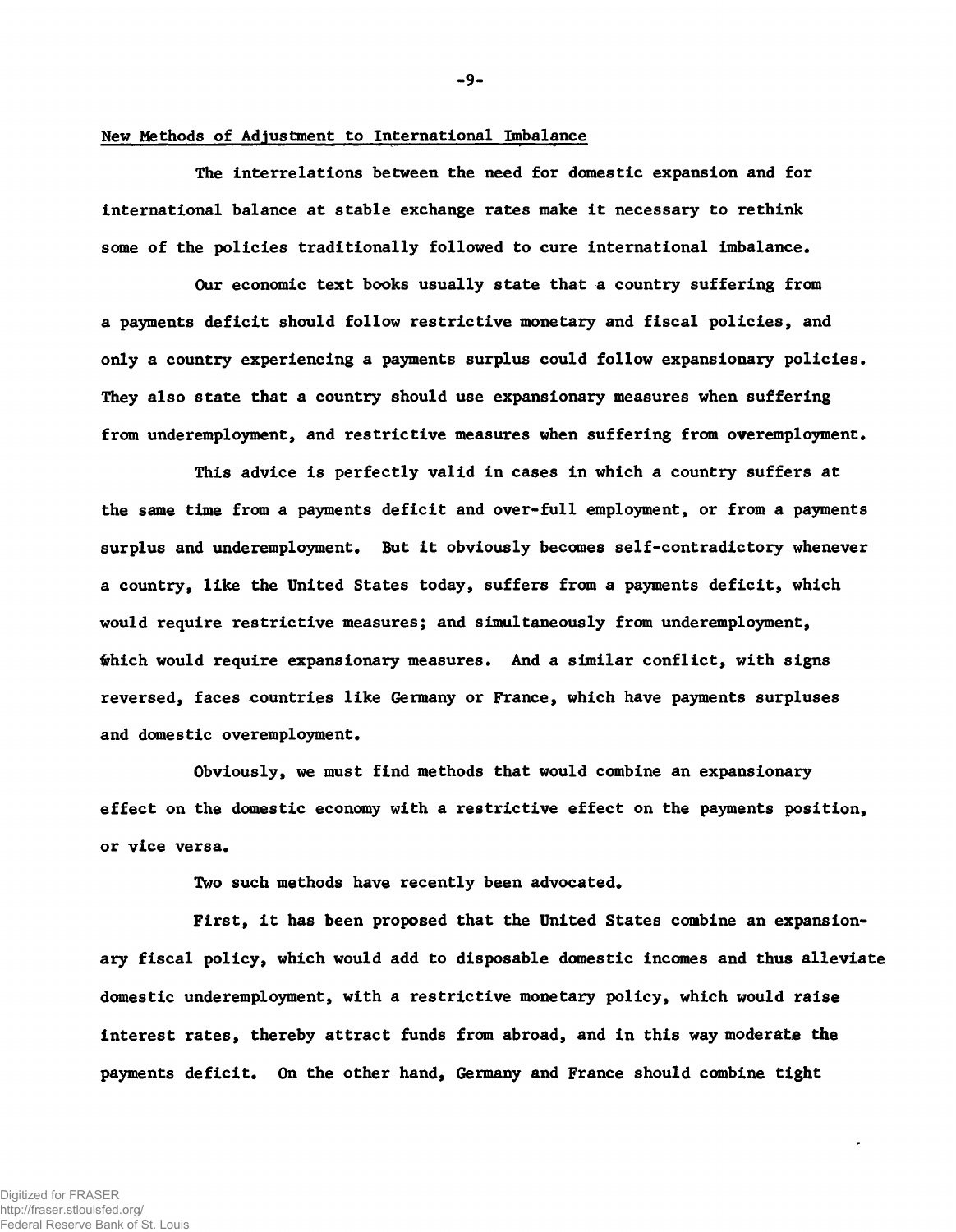New Methods of Adjustment to International Imbalance

The interrelations between the need for domestic expansion and for international balance at stable exchange rates make it necessary to rethink some of the policies traditionally followed to cure international imbalance.

Our economic text books usually state that a country suffering from a payments deficit should follow restrictive monetary and fiscal policies, and only a country experiencing a payments surplus could follow expansionary policies. They also state that a country should use expansionary measures when suffering from underemployment, and restrictive measures when suffering from overemployment.

This advice is perfectly valid in cases in which a country suffers at the same time from a payments deficit and over-full employment, or from a payments surplus and underemployment. But it obviously becomes self-contradictory whenever a country, like the United States today, suffers from a payments deficit, which would require restrictive measures; and simultaneously from underemployment, which would require expansionary measures. And a similar conflict, with signs reversed, faces countries like Germany or France, which have payments surpluses and domestic overemployment.

Obviously, we must find methods that would combine an expansionary effect on the domestic economy with a restrictive effect on the payments position, or vice versa.

Two such methods have recently been advocated.

First, it has been proposed that the United States combine an expansionary fiscal policy, which would add to disposable domestic incomes and thus alleviate domestic underemployment, with a restrictive monetary policy, which would raise interest rates, thereby attract funds from abroad, and in this way moderate the payments deficit. On the other hand, Germany and France should combine tight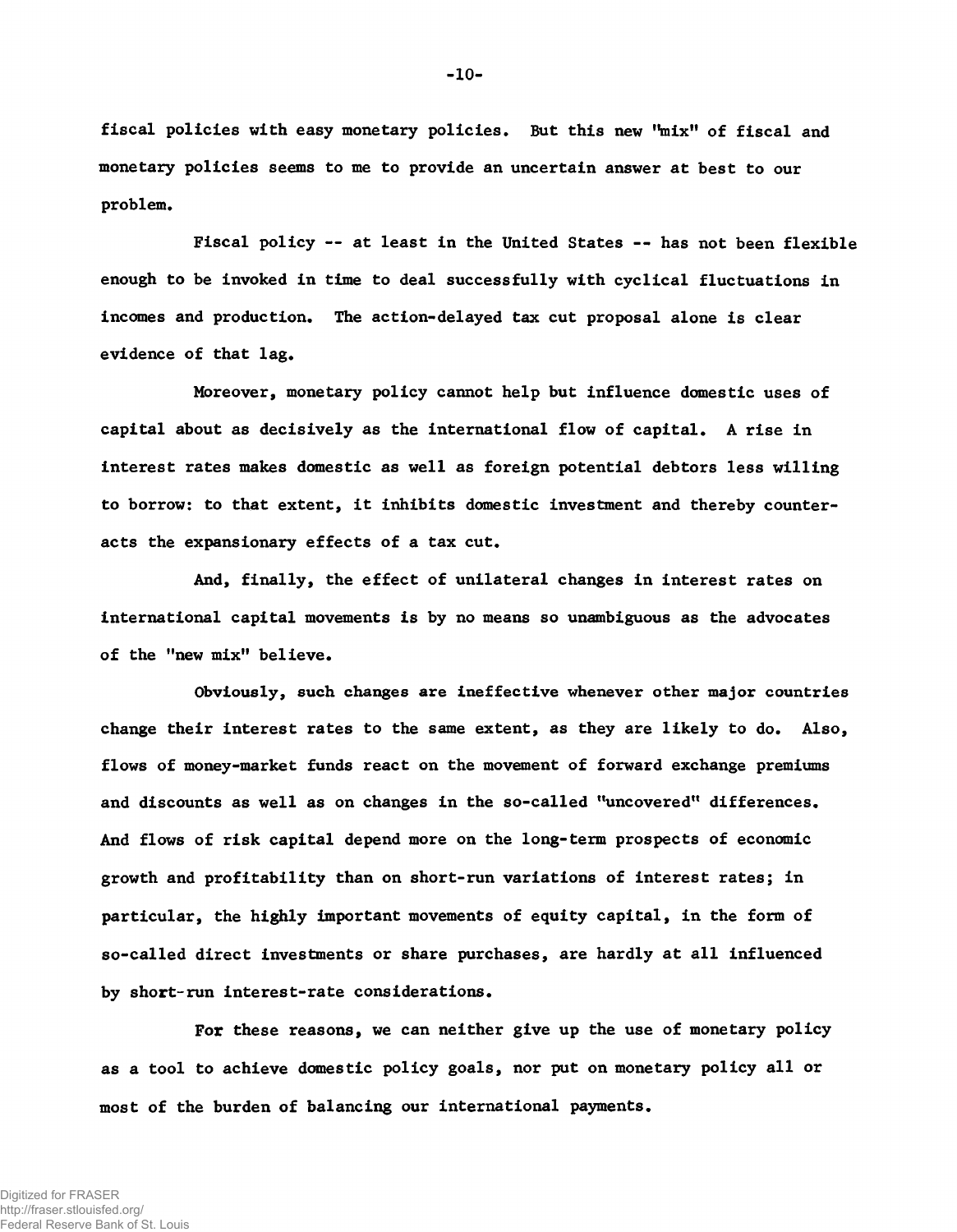fiscal policies with easy monetary policies. But this new "mix" of fiscal and monetary policies seems to me to provide an uncertain answer at best to our problem.

Fiscal policy -- at least in the United States -- has not been flexible enough to be invoked in time to deal successfully with cyclical fluctuations in incomes and production. The action-delayed tax cut proposal alone is clear evidence of that lag.

Moreover, monetary policy cannot help but influence domestic uses of capital about as decisively as the international flow of capital. A rise in interest rates makes domestic as well as foreign potential debtors less willing to borrow: to that extent, it inhibits domestic investment and thereby counteracts the expansionary effects of a tax cut.

And, finally, the effect of unilateral changes in interest rates on international capital movements is by no means so unambiguous as the advocates of the "new mix" believe.

Obviously, such changes are ineffective whenever other major countries change their interest rates to the same extent, as they are likely to do. Also, flows of money-market funds react on the movement of forward exchange premiums and discounts as well as on changes in the so-called "uncovered" differences. And flows of risk capital depend more on the long-term prospects of economic growth and profitability than on short-run variations of interest rates; in particular, the highly important movements of equity capital, in the form of so-called direct investments or share purchases, are hardly at all influenced by short-run interest-rate considerations.

For these reasons, we can neither give up the use of monetary policy as a tool to achieve domestic policy goals, nor put on monetary policy all or most of the burden of balancing our international payments.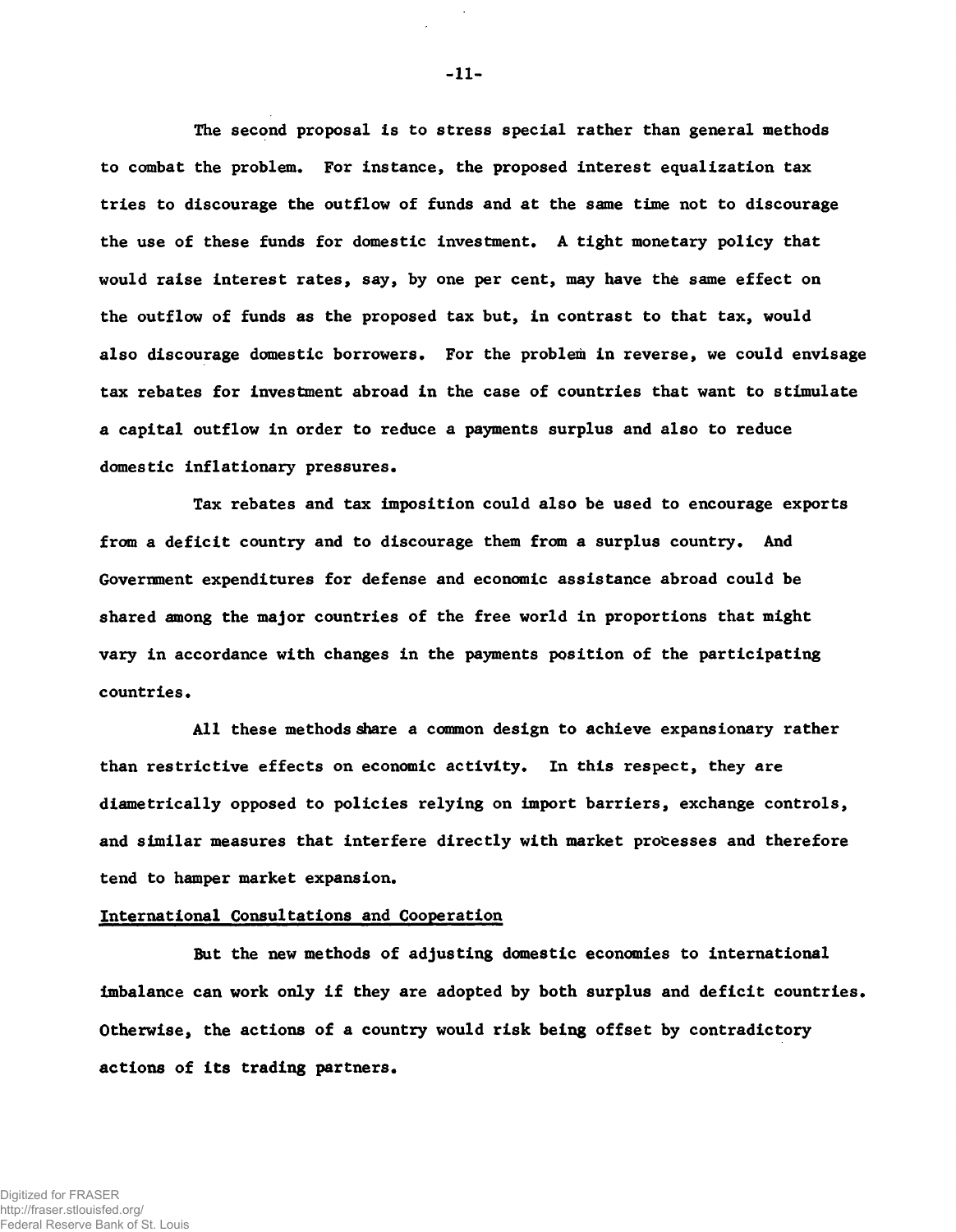The second proposal is to stress special rather than general methods to combat the problem. For instance, the proposed interest equalization tax tries to discourage the outflow of funds and at the same time not to discourage the use of these funds for domestic investment. A tight monetary policy that would raise interest rates, say, by one per cent, may have the same effect on the outflow of funds as the proposed tax but, in contrast to that tax, would also discourage domestic borrowers. For the problem in reverse, we could envisage tax rebates for investment abroad in the case of countries that want to stimulate a capital outflow in order to reduce a payments surplus and also to reduce domestic inflationary pressures.

Tax rebates and tax imposition could also be used to encourage exports from a deficit country and to discourage them from a surplus country. And Government expenditures for defense and economic assistance abroad could be shared among the major countries of the free world in proportions that might vary in accordance with changes in the payments position of the participating countries.

All these methods share a common design to achieve expansionary rather than restrictive effects on economic activity. In this respect, they are diametrically opposed to policies relying on import barriers, exchange controls, and similar measures that interfere directly with market processes and therefore tend to hamper market expansion.

## International Consultations and Cooperation

But the new methods of adjusting domestic economies to international imbalance can work only if they are adopted by both surplus and deficit countries. Otherwise, the actions of a country would risk being offset by contradictory actions of its trading partners.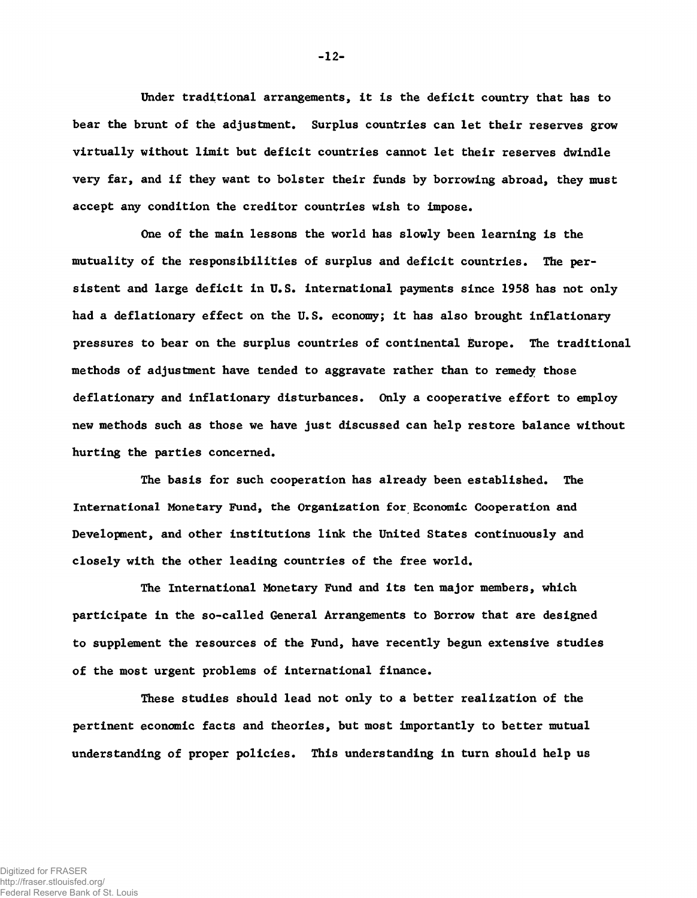Under traditional arrangements, it is the deficit country that has to bear the brunt of the adjustment. Surplus countries can let their reserves grow virtually without limit but deficit countries cannot let their reserves dwindle very far, and if they want to bolster their funds by borrowing abroad, they must accept any condition the creditor countries wish to impose.

One of the main lessons the world has slowly been learning is the mutuality of the responsibilities of surplus and deficit countries. The persistent and large deficit in U.S. international payments since 1958 has not only had a deflationary effect on the U.S. economy; it has also brought inflationary pressures to bear on the surplus countries of continental Europe. The traditional methods of adjustment have tended to aggravate rather than to remedy those deflationary and inflationary disturbances. Only a cooperative effort to employ new methods such as those we have just discussed can help restore balance without hurting the parties concerned.

The basis for such cooperation has already been established. The International Monetary Fund, the Organization for Economic Cooperation and Development, and other institutions link the United States continuously and closely with the other leading countries of the free world.

The International Monetary Fund and its ten major members, which participate in the so-called General Arrangements to Borrow that are designed to supplement the resources of the Fund, have recently begun extensive studies of the most urgent problems of international finance.

These studies should lead not only to a better realization of the pertinent economic facts and theories, but most importantly to better mutual understanding of proper policies. This understanding in turn should help us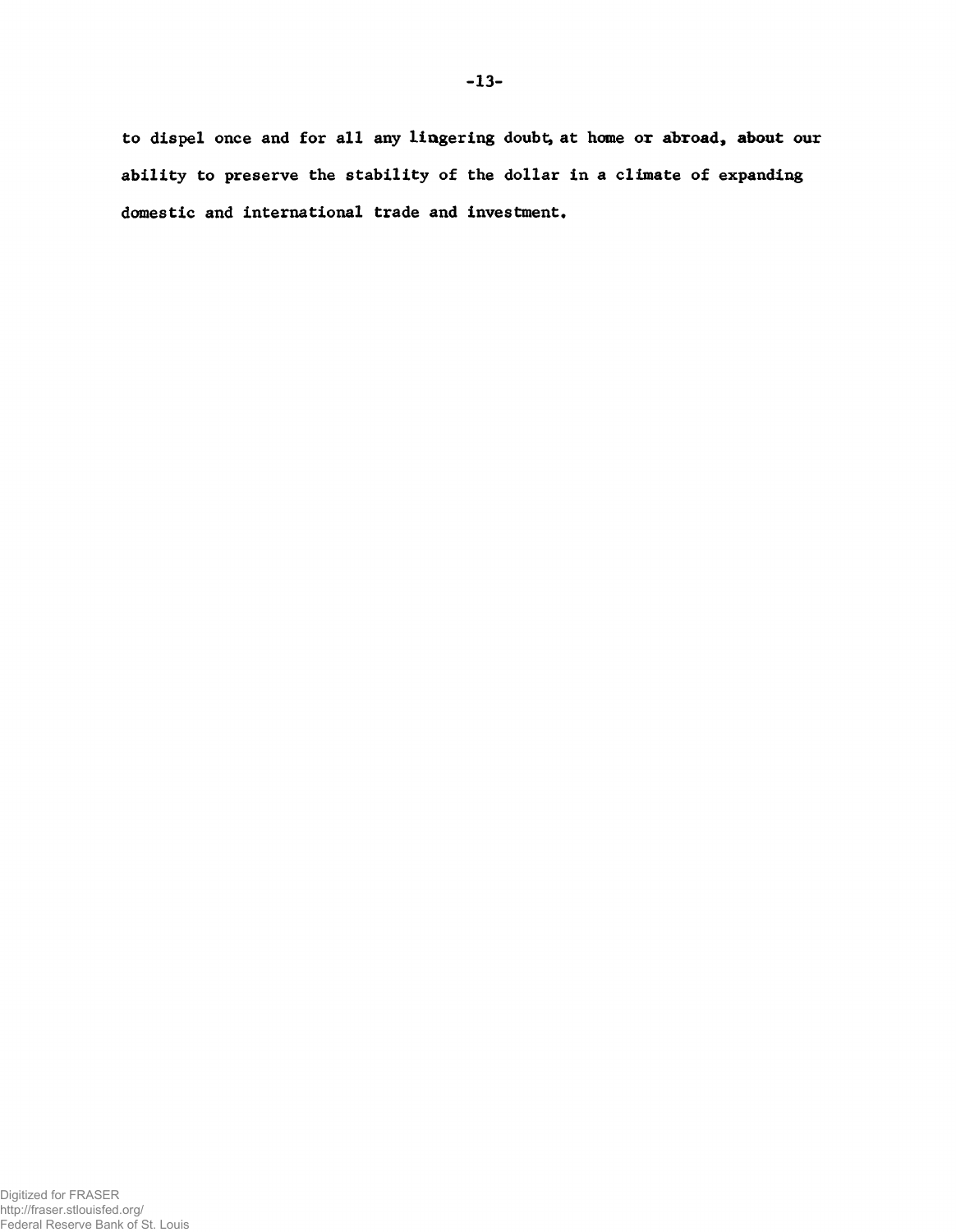to dispel once and for all any lingering doubt, at home or abroad, about our ability to preserve the stability of the dollar in a climate of expanding domestic and international trade and investment.